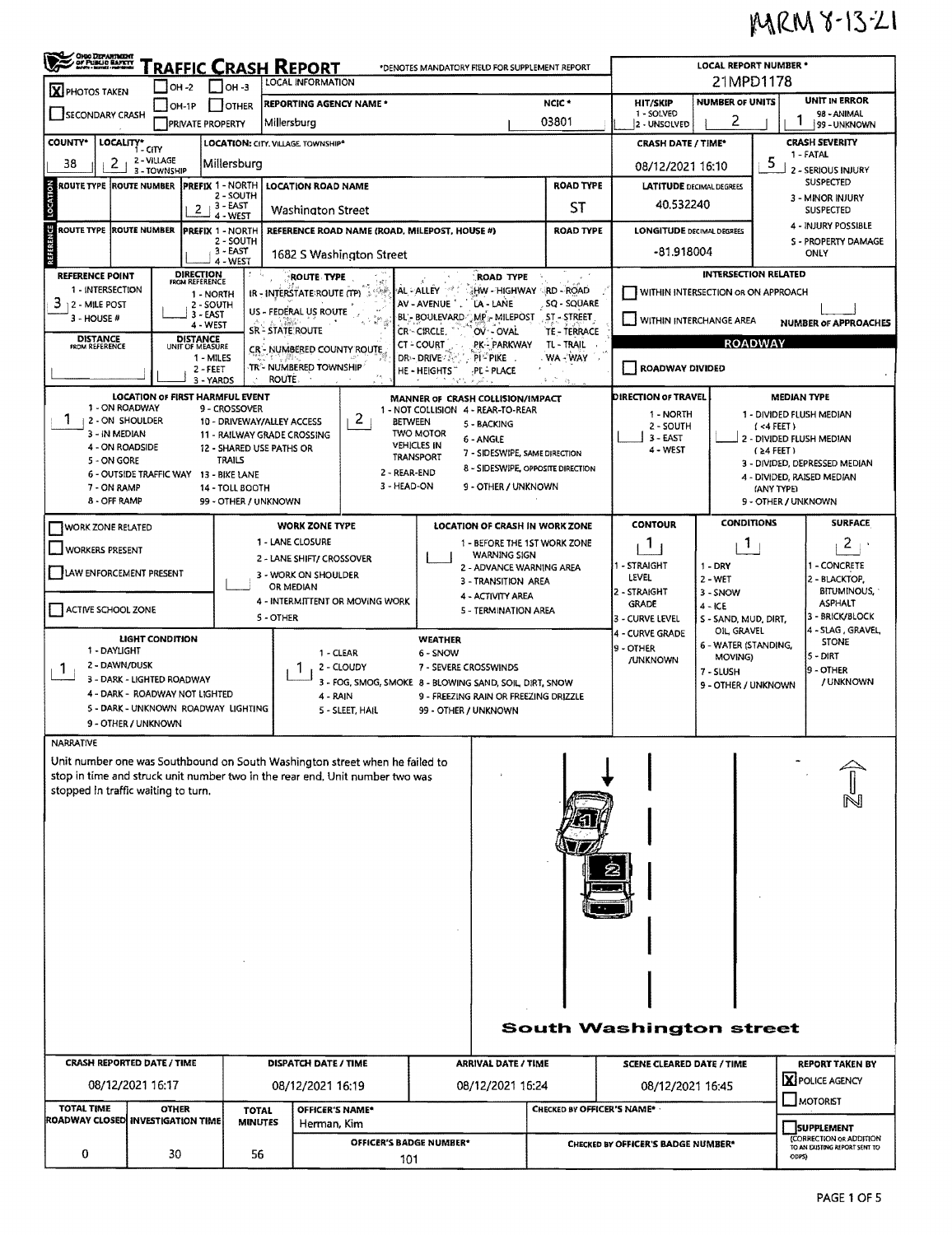MRM 8-13-21

# TRAFFIC CRASH REPORT

*DENOTES MANDATORY FIELD FOR SUPPLEMENT REPORT

| | |
|---|---|
| LOCAL REPORT NUMBER * | 21MPD1178 |
| [X] PHOTOS TAKEN | OH-2 / OH-3 / OH-1P / OTHER / PRIVATE PROPERTY |
| SECONDARY CRASH | |
| REPORTING AGENCY NAME * | Millersburg |
| NCIC * | 03801 |
| HIT/SKIP | 1 - SOLVED, 2 - UNSOLVED |
| NUMBER OF UNITS | 2 |
| UNIT IN ERROR | 1 (98 - ANIMAL, 99 - UNKNOWN) |
| COUNTY* | 38 |
| LOCALITY* | 2 (1 - CITY, 2 - VILLAGE, 3 - TOWNSHIP) |
| LOCATION: CITY, VILLAGE, TOWNSHIP* | Millersburg |
| CRASH DATE / TIME* | 08/12/2021 16:10 |
| CRASH SEVERITY | 5 (1 - FATAL, 2 - SERIOUS INJURY SUSPECTED, 3 - MINOR INJURY SUSPECTED, 4 - INJURY POSSIBLE, 5 - PROPERTY DAMAGE ONLY) |

## LOCATION

| ROUTE TYPE | ROUTE NUMBER | PREFIX | LOCATION ROAD NAME | ROAD TYPE | LATITUDE DECIMAL DEGREES |
|---|---|---|---|---|---|
| | | 2 (1 - NORTH, 2 - SOUTH, 3 - EAST, 4 - WEST) | Washington Street | ST | 40.532240 |

## REFERENCE

| ROUTE TYPE | ROUTE NUMBER | PREFIX | REFERENCE ROAD NAME (ROAD, MILEPOST, HOUSE #) | ROAD TYPE | LONGITUDE DECIMAL DEGREES |
|---|---|---|---|---|---|
| | | | 1682 S Washington Street | | -81.918004 |

REFERENCE POINT: 3 (1 - INTERSECTION, 2 - MILE POST, 3 - HOUSE #)

DIRECTION FROM REFERENCE: 1 - NORTH, 2 - SOUTH, 3 - EAST, 4 - WEST

DISTANCE FROM REFERENCE / DISTANCE UNIT OF MEASURE: 1 - MILES, 2 - FEET, 3 - YARDS

ROUTE TYPE: IR - INTERSTATE ROUTE (TP), US - FEDERAL US ROUTE, SR - STATE ROUTE, CR - NUMBERED COUNTY ROUTE, TR - NUMBERED TOWNSHIP ROUTE

ROAD TYPE: AL - ALLEY, AV - AVENUE, BL - BOULEVARD, CR - CIRCLE, CT - COURT, DR - DRIVE, HE - HEIGHTS, HW - HIGHWAY, LA - LANE, MP - MILEPOST, OV - OVAL, PK - PARKWAY, PI - PIKE, PL - PLACE, RD - ROAD, SQ - SQUARE, ST - STREET, TE - TERRACE, TL - TRAIL, WA - WAY

INTERSECTION RELATED: WITHIN INTERSECTION OR ON APPROACH / WITHIN INTERCHANGE AREA / NUMBER OF APPROACHES

ROADWAY: ROADWAY DIVIDED

LOCATION OF FIRST HARMFUL EVENT: 1 (1 - ON ROADWAY, 2 - ON SHOULDER, 3 - IN MEDIAN, 4 - ON ROADSIDE, 5 - ON GORE, 6 - OUTSIDE TRAFFIC WAY, 7 - ON RAMP, 8 - OFF RAMP, 9 - CROSSOVER, 10 - DRIVEWAY/ALLEY ACCESS, 11 - RAILWAY GRADE CROSSING, 12 - SHARED USE PATHS OR TRAILS, 13 - BIKE LANE, 14 - TOLL BOOTH, 99 - OTHER / UNKNOWN)

MANNER OF CRASH COLLISION/IMPACT: 2 (1 - NOT COLLISION BETWEEN TWO MOTOR VEHICLES IN TRANSPORT, 2 - REAR-END, 3 - HEAD-ON, 4 - REAR-TO-REAR, 5 - BACKING, 6 - ANGLE, 7 - SIDESWIPE, SAME DIRECTION, 8 - SIDESWIPE, OPPOSITE DIRECTION, 9 - OTHER / UNKNOWN)

DIRECTION OF TRAVEL: 1 - NORTH, 2 - SOUTH, 3 - EAST, 4 - WEST

MEDIAN TYPE: 1 - DIVIDED FLUSH MEDIAN (<4 FEET), 2 - DIVIDED FLUSH MEDIAN (≥4 FEET), 3 - DIVIDED, DEPRESSED MEDIAN, 4 - DIVIDED, RAISED MEDIAN (ANY TYPE), 9 - OTHER / UNKNOWN

WORK ZONE RELATED / WORKERS PRESENT / LAW ENFORCEMENT PRESENT / ACTIVE SCHOOL ZONE

WORK ZONE TYPE: 1 - LANE CLOSURE, 2 - LANE SHIFT/ CROSSOVER, 3 - WORK ON SHOULDER OR MEDIAN, 4 - INTERMITTENT OR MOVING WORK, 5 - OTHER

LOCATION OF CRASH IN WORK ZONE: 1 - BEFORE THE 1ST WORK ZONE WARNING SIGN, 2 - ADVANCE WARNING AREA, 3 - TRANSITION AREA, 4 - ACTIVITY AREA, 5 - TERMINATION AREA

CONTOUR: 1 (1 - STRAIGHT LEVEL, 2 - STRAIGHT GRADE, 3 - CURVE LEVEL, 4 - CURVE GRADE, 9 - OTHER /UNKNOWN)

CONDITIONS: 1 (1 - DRY, 2 - WET, 3 - SNOW, 4 - ICE, 5 - SAND, MUD, DIRT, OIL, GRAVEL, 6 - WATER (STANDING, MOVING), 7 - SLUSH, 9 - OTHER / UNKNOWN)

SURFACE: 2 (1 - CONCRETE, 2 - BLACKTOP, BITUMINOUS, ASPHALT, 3 - BRICK/BLOCK, 4 - SLAG, GRAVEL, STONE, 5 - DIRT, 9 - OTHER / UNKNOWN)

LIGHT CONDITION: 1 (1 - DAYLIGHT, 2 - DAWN/DUSK, 3 - DARK - LIGHTED ROADWAY, 4 - DARK - ROADWAY NOT LIGHTED, 5 - DARK - UNKNOWN ROADWAY LIGHTING, 9 - OTHER / UNKNOWN)

WEATHER: 1 (1 - CLEAR, 2 - CLOUDY, 3 - FOG, SMOG, SMOKE, 4 - RAIN, 5 - SLEET, HAIL, 6 - SNOW, 7 - SEVERE CROSSWINDS, 8 - BLOWING SAND, SOIL, DIRT, SNOW, 9 - FREEZING RAIN OR FREEZING DRIZZLE, 99 - OTHER / UNKNOWN)

## NARRATIVE

Unit number one was Southbound on South Washington street when he failed to stop in time and struck unit number two in the rear end. Unit number two was stopped in traffic waiting to turn.

South Washington street

N

| CRASH REPORTED DATE / TIME | DISPATCH DATE / TIME | ARRIVAL DATE / TIME | SCENE CLEARED DATE / TIME | REPORT TAKEN BY |
|---|---|---|---|---|
| 08/12/2021 16:17 | 08/12/2021 16:19 | 08/12/2021 16:24 | 08/12/2021 16:45 | [X] POLICE AGENCY / MOTORIST |

| TOTAL TIME ROADWAY CLOSED | OTHER INVESTIGATION TIME | TOTAL MINUTES | OFFICER'S NAME* | CHECKED BY OFFICER'S NAME* | SUPPLEMENT |
|---|---|---|---|---|---|
| 0 | 30 | 56 | Herman, Kim | | (CORRECTION OR ADDITION TO AN EXISTING REPORT SENT TO ODPS) |
| | | | OFFICER'S BADGE NUMBER*: 101 | CHECKED BY OFFICER'S BADGE NUMBER* | |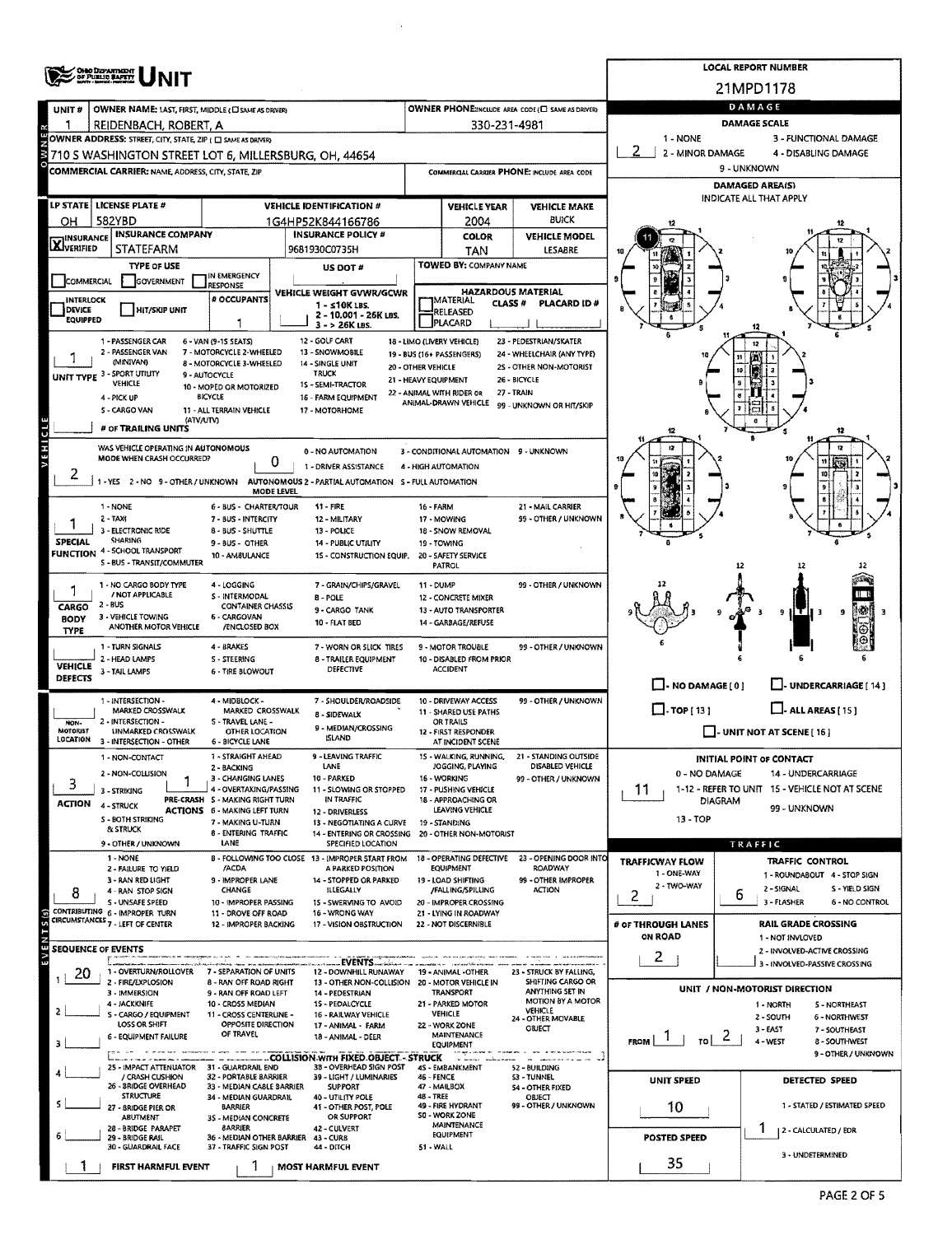# UNIT

**LOCAL REPORT NUMBER:** 21MPD1178

## OWNER

| UNIT # | OWNER NAME: LAST, FIRST, MIDDLE | OWNER PHONE |
|---|---|---|
| 1 | REIDENBACH, ROBERT, A | 330-231-4981 |

**OWNER ADDRESS:** 710 S WASHINGTON STREET LOT 6, MILLERSBURG, OH, 44654

**COMMERCIAL CARRIER:** NAME, ADDRESS, CITY, STATE, ZIP

**COMMERCIAL CARRIER PHONE:**

## VEHICLE

| LP STATE | LICENSE PLATE # | VEHICLE IDENTIFICATION # | VEHICLE YEAR | VEHICLE MAKE |
|---|---|---|---|---|
| OH | 582YBD | 1G4HP52K844166786 | 2004 | BUICK |

| INSURANCE | INSURANCE COMPANY | INSURANCE POLICY # | COLOR | VEHICLE MODEL |
|---|---|---|---|---|
| [X] VERIFIED | STATEFARM | 9681930C0735H | TAN | LESABRE |

**TYPE OF USE:** [ ] COMMERCIAL [ ] GOVERNMENT [ ] IN EMERGENCY RESPONSE

**US DOT #:**

**TOWED BY:** COMPANY NAME

**INTERLOCK DEVICE EQUIPPED:** [ ] **HIT/SKIP UNIT:** [ ]

**# OCCUPANTS:** 1

**VEHICLE WEIGHT GVWR/GCWR:** 1 - ≤10K LBS. 2 - 10,001 - 26K LBS. 3 - > 26K LBS.

**HAZARDOUS MATERIAL:** [ ] MATERIAL RELEASED CLASS # PLACARD ID # [ ] PLACARD

**UNIT TYPE:** 1

1 - PASSENGER CAR, 2 - PASSENGER VAN (MINIVAN), 3 - SPORT UTILITY VEHICLE, 4 - PICK UP, 5 - CARGO VAN, 6 - VAN (9-15 SEATS), 7 - MOTORCYCLE 2-WHEELED, 8 - MOTORCYCLE 3-WHEELED, 9 - AUTOCYCLE, 10 - MOPED OR MOTORIZED BICYCLE, 11 - ALL TERRAIN VEHICLE (ATV/UTV), 12 - GOLF CART, 13 - SNOWMOBILE, 14 - SINGLE UNIT TRUCK, 15 - SEMI-TRACTOR, 16 - FARM EQUIPMENT, 17 - MOTORHOME, 18 - LIMO (LIVERY VEHICLE), 19 - BUS (16+ PASSENGERS), 20 - OTHER VEHICLE, 21 - HEAVY EQUIPMENT, 22 - ANIMAL WITH RIDER OR ANIMAL-DRAWN VEHICLE, 23 - PEDESTRIAN/SKATER, 24 - WHEELCHAIR (ANY TYPE), 25 - OTHER NON-MOTORIST, 26 - BICYCLE, 27 - TRAIN, 99 - UNKNOWN OR HIT/SKIP

**# OF TRAILING UNITS:**

**WAS VEHICLE OPERATING IN AUTONOMOUS MODE WHEN CRASH OCCURRED?** 2 (1 - YES 2 - NO 9 - OTHER / UNKNOWN)

**AUTONOMOUS MODE LEVEL:** 0 (0 - NO AUTOMATION, 1 - DRIVER ASSISTANCE, 2 - PARTIAL AUTOMATION, 3 - CONDITIONAL AUTOMATION, 4 - HIGH AUTOMATION, 5 - FULL AUTOMATION, 9 - UNKNOWN)

**SPECIAL FUNCTION:** 1

1 - NONE, 2 - TAXI, 3 - ELECTRONIC RIDE SHARING, 4 - SCHOOL TRANSPORT, 5 - BUS - TRANSIT/COMMUTER, 6 - BUS - CHARTER/TOUR, 7 - BUS - INTERCITY, 8 - BUS - SHUTTLE, 9 - BUS - OTHER, 10 - AMBULANCE, 11 - FIRE, 12 - MILITARY, 13 - POLICE, 14 - PUBLIC UTILITY, 15 - CONSTRUCTION EQUIP., 16 - FARM, 17 - MOWING, 18 - SNOW REMOVAL, 19 - TOWING, 20 - SAFETY SERVICE PATROL, 21 - MAIL CARRIER, 99 - OTHER / UNKNOWN

**CARGO BODY TYPE:** 1

1 - NO CARGO BODY TYPE / NOT APPLICABLE, 2 - BUS, 3 - VEHICLE TOWING ANOTHER MOTOR VEHICLE, 4 - LOGGING, 5 - INTERMODAL CONTAINER CHASSIS, 6 - CARGOVAN /ENCLOSED BOX, 7 - GRAIN/CHIPS/GRAVEL, 8 - POLE, 9 - CARGO TANK, 10 - FLAT BED, 11 - DUMP, 12 - CONCRETE MIXER, 13 - AUTO TRANSPORTER, 14 - GARBAGE/REFUSE, 99 - OTHER / UNKNOWN

**VEHICLE DEFECTS:**

1 - TURN SIGNALS, 2 - HEAD LAMPS, 3 - TAIL LAMPS, 4 - BRAKES, 5 - STEERING, 6 - TIRE BLOWOUT, 7 - WORN OR SLICK TIRES, 8 - TRAILER EQUIPMENT DEFECTIVE, 9 - MOTOR TROUBLE, 10 - DISABLED FROM PRIOR ACCIDENT, 99 - OTHER / UNKNOWN

**NON-MOTORIST LOCATION:**

1 - INTERSECTION - MARKED CROSSWALK, 2 - INTERSECTION - UNMARKED CROSSWALK, 3 - INTERSECTION - OTHER, 4 - MIDBLOCK - MARKED CROSSWALK, 5 - TRAVEL LANE - OTHER LOCATION, 6 - BICYCLE LANE, 7 - SHOULDER/ROADSIDE, 8 - SIDEWALK, 9 - MEDIAN/CROSSING ISLAND, 10 - DRIVEWAY ACCESS, 11 - SHARED USE PATHS OR TRAILS, 12 - FIRST RESPONDER AT INCIDENT SCENE, 99 - OTHER / UNKNOWN

**ACTION:** 3 **PRE-CRASH ACTIONS:** 1

ACTION: 1 - NON-CONTACT, 2 - NON-COLLISION, 3 - STRIKING, 4 - STRUCK, 5 - BOTH STRIKING & STRUCK, 9 - OTHER / UNKNOWN

PRE-CRASH ACTIONS: 1 - STRAIGHT AHEAD, 2 - BACKING, 3 - CHANGING LANES, 4 - OVERTAKING/PASSING, 5 - MAKING RIGHT TURN, 6 - MAKING LEFT TURN, 7 - MAKING U-TURN, 8 - ENTERING TRAFFIC LANE, 9 - LEAVING TRAFFIC LANE, 10 - PARKED, 11 - SLOWING OR STOPPED IN TRAFFIC, 12 - DRIVERLESS, 13 - NEGOTIATING A CURVE, 14 - ENTERING OR CROSSING SPECIFIED LOCATION, 15 - WALKING, RUNNING, JOGGING, PLAYING, 16 - WORKING, 17 - PUSHING VEHICLE, 18 - APPROACHING OR LEAVING VEHICLE, 19 - STANDING, 20 - OTHER NON-MOTORIST, 21 - STANDING OUTSIDE DISABLED VEHICLE, 99 - OTHER / UNKNOWN

**CONTRIBUTING CIRCUMSTANCES:** 8

1 - NONE, 2 - FAILURE TO YIELD, 3 - RAN RED LIGHT, 4 - RAN STOP SIGN, 5 - UNSAFE SPEED, 6 - IMPROPER TURN, 7 - LEFT OF CENTER, 8 - FOLLOWING TOO CLOSE /ACDA, 9 - IMPROPER LANE CHANGE, 10 - IMPROPER PASSING, 11 - DROVE OFF ROAD, 12 - IMPROPER BACKING, 13 - IMPROPER START FROM A PARKED POSITION, 14 - STOPPED OR PARKED ILLEGALLY, 15 - SWERVING TO AVOID, 16 - WRONG WAY, 17 - VISION OBSTRUCTION, 18 - OPERATING DEFECTIVE EQUIPMENT, 19 - LOAD SHIFTING /FALLING/SPILLING, 20 - IMPROPER CROSSING, 21 - LYING IN ROADWAY, 22 - NOT DISCERNIBLE, 23 - OPENING DOOR INTO ROADWAY, 99 - OTHER IMPROPER ACTION

## EVENTS

**SEQUENCE OF EVENTS**

1: 20
2:
3:
4:
5:
6:

1 - OVERTURN/ROLLOVER, 2 - FIRE/EXPLOSION, 3 - IMMERSION, 4 - JACKKNIFE, 5 - CARGO / EQUIPMENT LOSS OR SHIFT, 6 - EQUIPMENT FAILURE, 7 - SEPARATION OF UNITS, 8 - RAN OFF ROAD RIGHT, 9 - RAN OFF ROAD LEFT, 10 - CROSS MEDIAN, 11 - CROSS CENTERLINE - OPPOSITE DIRECTION OF TRAVEL, 12 - DOWNHILL RUNAWAY, 13 - OTHER NON-COLLISION, 14 - PEDESTRIAN, 15 - PEDALCYCLE, 16 - RAILWAY VEHICLE, 17 - ANIMAL - FARM, 18 - ANIMAL - DEER, 19 - ANIMAL - OTHER, 20 - MOTOR VEHICLE IN TRANSPORT, 21 - PARKED MOTOR VEHICLE, 22 - WORK ZONE MAINTENANCE EQUIPMENT, 23 - STRUCK BY FALLING, SHIFTING CARGO OR ANYTHING SET IN MOTION BY A MOTOR VEHICLE, 24 - OTHER MOVABLE OBJECT

COLLISION WITH FIXED OBJECT - STRUCK: 25 - IMPACT ATTENUATOR / CRASH CUSHION, 26 - BRIDGE OVERHEAD STRUCTURE, 27 - BRIDGE PIER OR ABUTMENT, 28 - BRIDGE PARAPET, 29 - BRIDGE RAIL, 30 - GUARDRAIL FACE, 31 - GUARDRAIL END, 32 - PORTABLE BARRIER, 33 - MEDIAN CABLE BARRIER, 34 - MEDIAN GUARDRAIL BARRIER, 35 - MEDIAN CONCRETE BARRIER, 36 - MEDIAN OTHER BARRIER, 37 - TRAFFIC SIGN POST, 38 - OVERHEAD SIGN POST, 39 - LIGHT / LUMINARIES SUPPORT, 40 - UTILITY POLE, 41 - OTHER POST, POLE OR SUPPORT, 42 - CULVERT, 43 - CURB, 44 - DITCH, 45 - EMBANKMENT, 46 - FENCE, 47 - MAILBOX, 48 - TREE, 49 - FIRE HYDRANT, 50 - WORK ZONE MAINTENANCE EQUIPMENT, 51 - WALL, 52 - BUILDING, 53 - TUNNEL, 54 - OTHER FIXED OBJECT, 99 - OTHER / UNKNOWN

**FIRST HARMFUL EVENT:** 1 **MOST HARMFUL EVENT:** 1

## DAMAGE

**DAMAGE SCALE:** 2

1 - NONE, 2 - MINOR DAMAGE, 3 - FUNCTIONAL DAMAGE, 4 - DISABLING DAMAGE, 9 - UNKNOWN

**DAMAGED AREA(S):** INDICATE ALL THAT APPLY — 11

[ ] NO DAMAGE [0] [ ] UNDERCARRIAGE [14] [ ] TOP [13] [ ] ALL AREAS [15] [ ] UNIT NOT AT SCENE [16]

**INITIAL POINT OF CONTACT:** 11

0 - NO DAMAGE, 1-12 - REFER TO UNIT DIAGRAM, 13 - TOP, 14 - UNDERCARRIAGE, 15 - VEHICLE NOT AT SCENE, 99 - UNKNOWN

## TRAFFIC

**TRAFFICWAY FLOW:** 2 (1 - ONE-WAY, 2 - TWO-WAY)

**TRAFFIC CONTROL:** 6

1 - ROUNDABOUT, 2 - SIGNAL, 3 - FLASHER, 4 - STOP SIGN, 5 - YIELD SIGN, 6 - NO CONTROL

**# OF THROUGH LANES ON ROAD:** 2

**RAIL GRADE CROSSING:**

1 - NOT INVLOVED, 2 - INVOLVED-ACTIVE CROSSING, 3 - INVOLVED-PASSIVE CROSSING

**UNIT / NON-MOTORIST DIRECTION:** FROM 1 TO 2

1 - NORTH, 2 - SOUTH, 3 - EAST, 4 - WEST, 5 - NORTHEAST, 6 - NORTHWEST, 7 - SOUTHEAST, 8 - SOUTHWEST, 9 - OTHER / UNKNOWN

**UNIT SPEED:** 10

**POSTED SPEED:** 35

**DETECTED SPEED:** 1

1 - STATED / ESTIMATED SPEED, 2 - CALCULATED / EDR, 3 - UNDETERMINED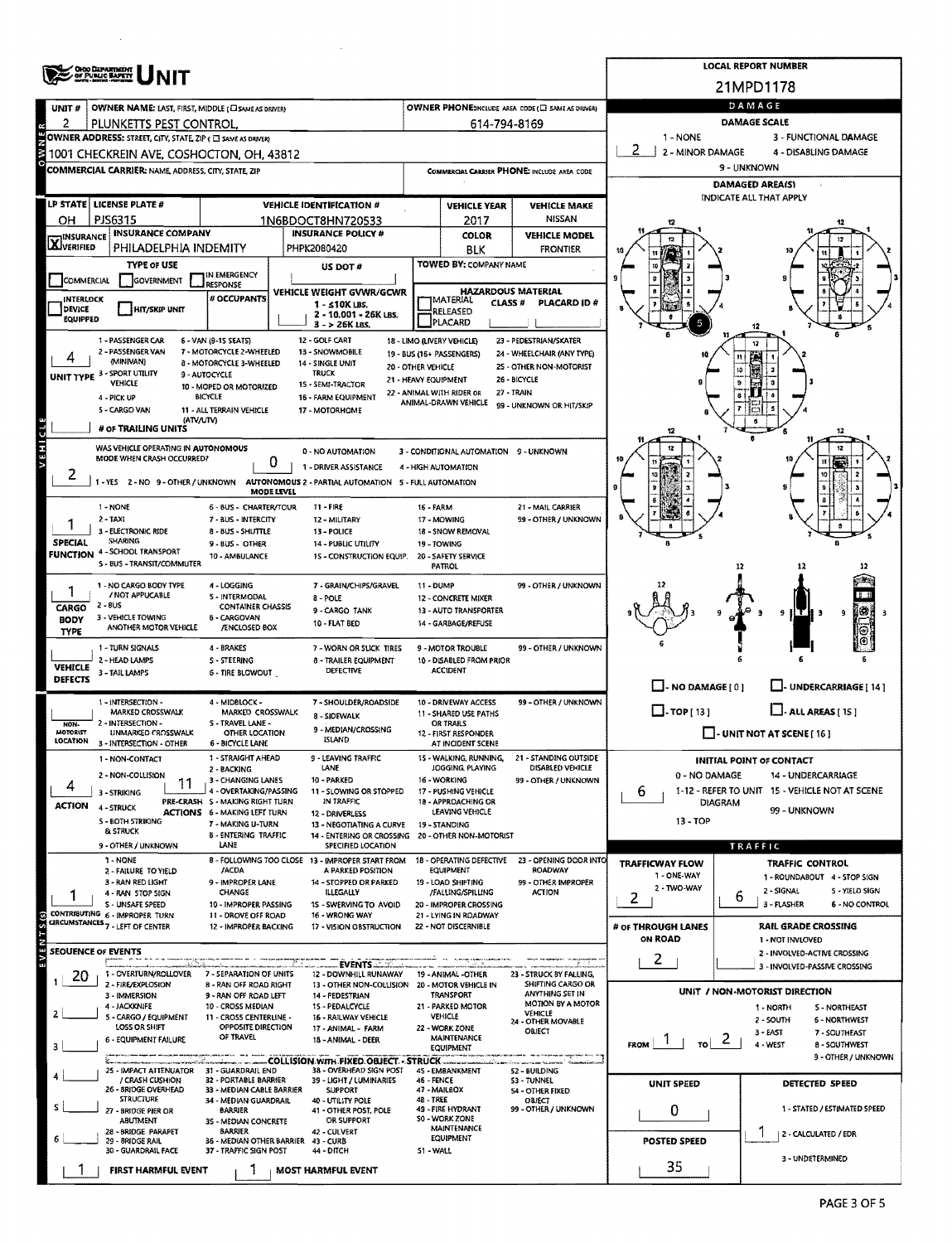# OHIO DEPARTMENT OF PUBLIC SAFETY UNIT

**LOCAL REPORT NUMBER:** 21MPD1178

## Owner

| Field | Value |
|---|---|
| UNIT # | 2 |
| OWNER NAME: LAST, FIRST, MIDDLE (☐ SAME AS DRIVER) | PLUNKETTS PEST CONTROL, |
| OWNER PHONE: INCLUDE AREA CODE (☐ SAME AS DRIVER) | 614-794-8169 |
| OWNER ADDRESS: STREET, CITY, STATE, ZIP (☐ SAME AS DRIVER) | 1001 CHECKREIN AVE, COSHOCTON, OH, 43812 |
| COMMERCIAL CARRIER: NAME, ADDRESS, CITY, STATE, ZIP | |
| COMMERCIAL CARRIER PHONE: INCLUDE AREA CODE | |

## Vehicle

| LP STATE | LICENSE PLATE # | VEHICLE IDENTIFICATION # | VEHICLE YEAR | VEHICLE MAKE |
|---|---|---|---|---|
| OH | PJS6315 | 1N6BDOCT8HN720533 | 2017 | NISSAN |

| INSURANCE | INSURANCE COMPANY | INSURANCE POLICY # | COLOR | VEHICLE MODEL |
|---|---|---|---|---|
| X VERIFIED | PHILADELPHIA INDEMITY | PHPK2080420 | BLK | FRONTIER |

- TYPE OF USE: ☐ COMMERCIAL ☐ GOVERNMENT ☐ IN EMERGENCY RESPONSE
- US DOT #:
- TOWED BY: COMPANY NAME:
- ☐ INTERLOCK DEVICE EQUIPPED ☐ HIT/SKIP UNIT
- # OCCUPANTS:
- VEHICLE WEIGHT GVWR/GCWR: 1 - ≤10K LBS. 2 - 10.001 - 26K LBS. 3 - > 26K LBS.
- HAZARDOUS MATERIAL: ☐ MATERIAL CLASS # ☐ RELEASED ☐ PLACARD — PLACARD ID #

**UNIT TYPE:** 4
1 - PASSENGER CAR, 2 - PASSENGER VAN (MINIVAN), 3 - SPORT UTILITY VEHICLE, 4 - PICK UP, 5 - CARGO VAN, 6 - VAN (9-15 SEATS), 7 - MOTORCYCLE 2-WHEELED, 8 - MOTORCYCLE 3-WHEELED, 9 - AUTOCYCLE, 10 - MOPED OR MOTORIZED BICYCLE, 11 - ALL TERRAIN VEHICLE (ATV/UTV), 12 - GOLF CART, 13 - SNOWMOBILE, 14 - SINGLE UNIT TRUCK, 15 - SEMI-TRACTOR, 16 - FARM EQUIPMENT, 17 - MOTORHOME, 18 - LIMO (LIVERY VEHICLE), 19 - BUS (16+ PASSENGERS), 20 - OTHER VEHICLE, 21 - HEAVY EQUIPMENT, 22 - ANIMAL WITH RIDER OR ANIMAL-DRAWN VEHICLE, 23 - PEDESTRIAN/SKATER, 24 - WHEELCHAIR (ANY TYPE), 25 - OTHER NON-MOTORIST, 26 - BICYCLE, 27 - TRAIN, 99 - UNKNOWN OR HIT/SKIP

**# OF TRAILING UNITS:**

**WAS VEHICLE OPERATING IN AUTONOMOUS MODE WHEN CRASH OCCURRED?** 2
1 - YES 2 - NO 9 - OTHER / UNKNOWN

**AUTONOMOUS MODE LEVEL:** 0
0 - NO AUTOMATION, 1 - DRIVER ASSISTANCE, 2 - PARTIAL AUTOMATION, 3 - CONDITIONAL AUTOMATION, 4 - HIGH AUTOMATION, 5 - FULL AUTOMATION, 9 - UNKNOWN

**SPECIAL FUNCTION:** 1
1 - NONE, 2 - TAXI, 3 - ELECTRONIC RIDE SHARING, 4 - SCHOOL TRANSPORT, 5 - BUS - TRANSIT/COMMUTER, 6 - BUS - CHARTER/TOUR, 7 - BUS - INTERCITY, 8 - BUS - SHUTTLE, 9 - BUS - OTHER, 10 - AMBULANCE, 11 - FIRE, 12 - MILITARY, 13 - POLICE, 14 - PUBLIC UTILITY, 15 - CONSTRUCTION EQUIP., 16 - FARM, 17 - MOWING, 18 - SNOW REMOVAL, 19 - TOWING, 20 - SAFETY SERVICE PATROL, 21 - MAIL CARRIER, 99 - OTHER / UNKNOWN

**CARGO BODY TYPE:** 1
1 - NO CARGO BODY TYPE / NOT APPLICABLE, 2 - BUS, 3 - VEHICLE TOWING ANOTHER MOTOR VEHICLE, 4 - LOGGING, 5 - INTERMODAL CONTAINER CHASSIS, 6 - CARGOVAN /ENCLOSED BOX, 7 - GRAIN/CHIPS/GRAVEL, 8 - POLE, 9 - CARGO TANK, 10 - FLAT BED, 11 - DUMP, 12 - CONCRETE MIXER, 13 - AUTO TRANSPORTER, 14 - GARBAGE/REFUSE, 99 - OTHER / UNKNOWN

**VEHICLE DEFECTS:**
1 - TURN SIGNALS, 2 - HEAD LAMPS, 3 - TAIL LAMPS, 4 - BRAKES, 5 - STEERING, 6 - TIRE BLOWOUT, 7 - WORN OR SLICK TIRES, 8 - TRAILER EQUIPMENT DEFECTIVE, 9 - MOTOR TROUBLE, 10 - DISABLED FROM PRIOR ACCIDENT, 99 - OTHER / UNKNOWN

**NON-MOTORIST LOCATION:**
1 - INTERSECTION - MARKED CROSSWALK, 2 - INTERSECTION - UNMARKED CROSSWALK, 3 - INTERSECTION - OTHER, 4 - MIDBLOCK - MARKED CROSSWALK, 5 - TRAVEL LANE - OTHER LOCATION, 6 - BICYCLE LANE, 7 - SHOULDER/ROADSIDE, 8 - SIDEWALK, 9 - MEDIAN/CROSSING ISLAND, 10 - DRIVEWAY ACCESS, 11 - SHARED USE PATHS OR TRAILS, 12 - FIRST RESPONDER AT INCIDENT SCENE, 99 - OTHER / UNKNOWN

**ACTION:** 4
1 - NON-CONTACT, 2 - NON-COLLISION, 3 - STRIKING, 4 - STRUCK, 5 - BOTH STRIKING & STRUCK, 9 - OTHER / UNKNOWN

**PRE-CRASH ACTIONS:** 11
1 - STRAIGHT AHEAD, 2 - BACKING, 3 - CHANGING LANES, 4 - OVERTAKING/PASSING, 5 - MAKING RIGHT TURN, 6 - MAKING LEFT TURN, 7 - MAKING U-TURN, 8 - ENTERING TRAFFIC LANE, 9 - LEAVING TRAFFIC LANE, 10 - PARKED, 11 - SLOWING OR STOPPED IN TRAFFIC, 12 - DRIVERLESS, 13 - NEGOTIATING A CURVE, 14 - ENTERING OR CROSSING SPECIFIED LOCATION, 15 - WALKING, RUNNING, JOGGING, PLAYING, 16 - WORKING, 17 - PUSHING VEHICLE, 18 - APPROACHING OR LEAVING VEHICLE, 19 - STANDING, 20 - OTHER NON-MOTORIST, 21 - STANDING OUTSIDE DISABLED VEHICLE, 99 - OTHER / UNKNOWN

**CONTRIBUTING CIRCUMSTANCES:** 1
1 - NONE, 2 - FAILURE TO YIELD, 3 - RAN RED LIGHT, 4 - RAN STOP SIGN, 5 - UNSAFE SPEED, 6 - IMPROPER TURN, 7 - LEFT OF CENTER, 8 - FOLLOWING TOO CLOSE /ACDA, 9 - IMPROPER LANE CHANGE, 10 - IMPROPER PASSING, 11 - DROVE OFF ROAD, 12 - IMPROPER BACKING, 13 - IMPROPER START FROM A PARKED POSITION, 14 - STOPPED OR PARKED ILLEGALLY, 15 - SWERVING TO AVOID, 16 - WRONG WAY, 17 - VISION OBSTRUCTION, 18 - OPERATING DEFECTIVE EQUIPMENT, 19 - LOAD SHIFTING /FALLING/SPILLING, 20 - IMPROPER CROSSING, 21 - LYING IN ROADWAY, 22 - NOT DISCERNIBLE, 23 - OPENING DOOR INTO ROADWAY, 99 - OTHER IMPROPER ACTION

## Sequence of Events

| # | Event |
|---|---|
| 1 | 20 |
| 2 | |
| 3 | |
| 4 | |
| 5 | |
| 6 | |

**EVENTS:** 1 - OVERTURN/ROLLOVER, 2 - FIRE/EXPLOSION, 3 - IMMERSION, 4 - JACKKNIFE, 5 - CARGO / EQUIPMENT LOSS OR SHIFT, 6 - EQUIPMENT FAILURE, 7 - SEPARATION OF UNITS, 8 - RAN OFF ROAD RIGHT, 9 - RAN OFF ROAD LEFT, 10 - CROSS MEDIAN, 11 - CROSS CENTERLINE - OPPOSITE DIRECTION OF TRAVEL, 12 - DOWNHILL RUNAWAY, 13 - OTHER NON-COLLISION, 14 - PEDESTRIAN, 15 - PEDALCYCLE, 16 - RAILWAY VEHICLE, 17 - ANIMAL - FARM, 18 - ANIMAL - DEER, 19 - ANIMAL -OTHER, 20 - MOTOR VEHICLE IN TRANSPORT, 21 - PARKED MOTOR VEHICLE, 22 - WORK ZONE MAINTENANCE EQUIPMENT, 23 - STRUCK BY FALLING, SHIFTING CARGO OR ANYTHING SET IN MOTION BY A MOTOR VEHICLE, 24 - OTHER MOVABLE OBJECT

**COLLISION WITH FIXED OBJECT - STRUCK:** 25 - IMPACT ATTENUATOR / CRASH CUSHION, 26 - BRIDGE OVERHEAD STRUCTURE, 27 - BRIDGE PIER OR ABUTMENT, 28 - BRIDGE PARAPET, 29 - BRIDGE RAIL, 30 - GUARDRAIL FACE, 31 - GUARDRAIL END, 32 - PORTABLE BARRIER, 33 - MEDIAN CABLE BARRIER, 34 - MEDIAN GUARDRAIL BARRIER, 35 - MEDIAN CONCRETE BARRIER, 36 - MEDIAN OTHER BARRIER, 37 - TRAFFIC SIGN POST, 38 - OVERHEAD SIGN POST, 39 - LIGHT / LUMINARIES SUPPORT, 40 - UTILITY POLE, 41 - OTHER POST, POLE OR SUPPORT, 42 - CULVERT, 43 - CURB, 44 - DITCH, 45 - EMBANKMENT, 46 - FENCE, 47 - MAILBOX, 48 - TREE, 49 - FIRE HYDRANT, 50 - WORK ZONE MAINTENANCE EQUIPMENT, 51 - WALL, 52 - BUILDING, 53 - TUNNEL, 54 - OTHER FIXED OBJECT, 99 - OTHER / UNKNOWN

**FIRST HARMFUL EVENT:** 1 **MOST HARMFUL EVENT:** 1

## Damage

**DAMAGE SCALE:** 2
1 - NONE, 2 - MINOR DAMAGE, 3 - FUNCTIONAL DAMAGE, 4 - DISABLING DAMAGE, 9 - UNKNOWN

**DAMAGED AREA(S)** (INDICATE ALL THAT APPLY): 5

☐ - NO DAMAGE [ 0 ] ☐ - UNDERCARRIAGE [ 14 ] ☐ - TOP [ 13 ] ☐ - ALL AREAS [ 15 ] ☐ - UNIT NOT AT SCENE [ 16 ]

**INITIAL POINT OF CONTACT:** 6
0 - NO DAMAGE, 1-12 - REFER TO UNIT DIAGRAM, 13 - TOP, 14 - UNDERCARRIAGE, 15 - VEHICLE NOT AT SCENE, 99 - UNKNOWN

## Traffic

**TRAFFICWAY FLOW:** 2 (1 - ONE-WAY, 2 - TWO-WAY)

**TRAFFIC CONTROL:** 6
1 - ROUNDABOUT, 2 - SIGNAL, 3 - FLASHER, 4 - STOP SIGN, 5 - YIELD SIGN, 6 - NO CONTROL

**# OF THROUGH LANES ON ROAD:** 2

**RAIL GRADE CROSSING:** 1 - NOT INVLOVED, 2 - INVOLVED-ACTIVE CROSSING, 3 - INVOLVED-PASSIVE CROSSING

**UNIT / NON-MOTORIST DIRECTION:** FROM 1 TO 2
1 - NORTH, 2 - SOUTH, 3 - EAST, 4 - WEST, 5 - NORTHEAST, 6 - NORTHWEST, 7 - SOUTHEAST, 8 - SOUTHWEST, 9 - OTHER / UNKNOWN

**UNIT SPEED:** 0

**POSTED SPEED:** 35

**DETECTED SPEED:** 1
1 - STATED / ESTIMATED SPEED, 2 - CALCULATED / EDR, 3 - UNDETERMINED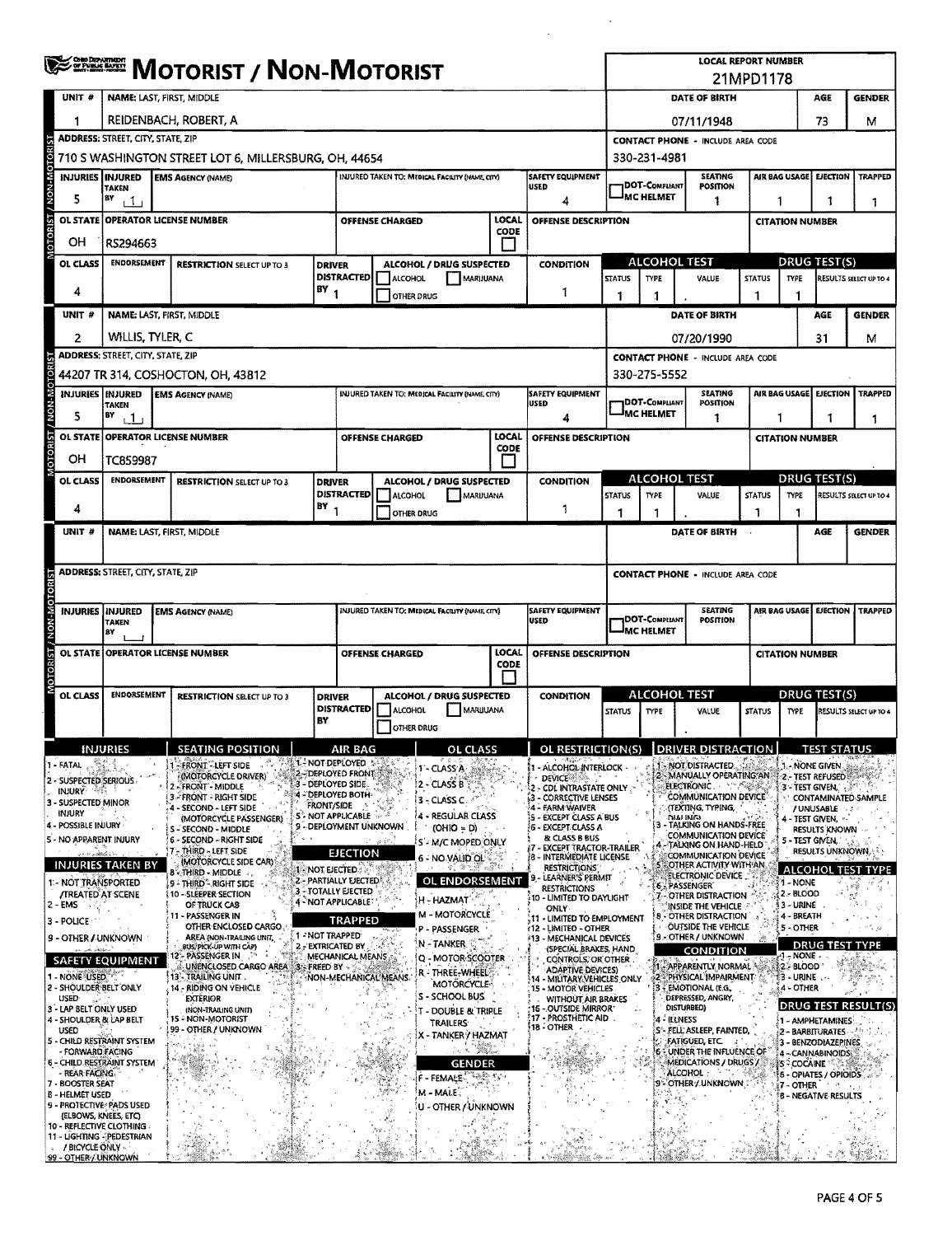# MOTORIST / NON-MOTORIST

**LOCAL REPORT NUMBER:** 21MPD1178

## Unit 1

| UNIT # | NAME: LAST, FIRST, MIDDLE | DATE OF BIRTH | AGE | GENDER |
|---|---|---|---|---|
| 1 | REIDENBACH, ROBERT, A | 07/11/1948 | 73 | M |

| ADDRESS: STREET, CITY, STATE, ZIP | CONTACT PHONE - INCLUDE AREA CODE |
|---|---|
| 710 S WASHINGTON STREET LOT 6, MILLERSBURG, OH, 44654 | 330-231-4981 |

| INJURIES | INJURED TAKEN BY | EMS AGENCY (NAME) | INJURED TAKEN TO: MEDICAL FACILITY (NAME, CITY) | SAFETY EQUIPMENT USED | DOT-COMPLIANT MC HELMET | SEATING POSITION | AIR BAG USAGE | EJECTION | TRAPPED |
|---|---|---|---|---|---|---|---|---|---|
| 5 | 1 | | | 4 | | 1 | 1 | 1 | 1 |

| OL STATE | OPERATOR LICENSE NUMBER | OFFENSE CHARGED | LOCAL CODE | OFFENSE DESCRIPTION | CITATION NUMBER |
|---|---|---|---|---|---|
| OH | RS294663 | | | | |

| OL CLASS | ENDORSEMENT | RESTRICTION SELECT UP TO 3 | DRIVER DISTRACTED BY | ALCOHOL / DRUG SUSPECTED | CONDITION | ALCOHOL TEST STATUS | ALCOHOL TEST TYPE | ALCOHOL TEST VALUE | DRUG TEST STATUS | DRUG TEST TYPE | DRUG TEST RESULTS SELECT UP TO 4 |
|---|---|---|---|---|---|---|---|---|---|---|---|
| 4 | | | 1 | | 1 | 1 | 1 | . | 1 | 1 | |

## Unit 2

| UNIT # | NAME: LAST, FIRST, MIDDLE | DATE OF BIRTH | AGE | GENDER |
|---|---|---|---|---|
| 2 | WILLIS, TYLER, C | 07/20/1990 | 31 | M |

| ADDRESS: STREET, CITY, STATE, ZIP | CONTACT PHONE - INCLUDE AREA CODE |
|---|---|
| 44207 TR 314, COSHOCTON, OH, 43812 | 330-275-5552 |

| INJURIES | INJURED TAKEN BY | EMS AGENCY (NAME) | INJURED TAKEN TO: MEDICAL FACILITY (NAME, CITY) | SAFETY EQUIPMENT USED | DOT-COMPLIANT MC HELMET | SEATING POSITION | AIR BAG USAGE | EJECTION | TRAPPED |
|---|---|---|---|---|---|---|---|---|---|
| 5 | 1 | | | 4 | | 1 | 1 | 1 | 1 |

| OL STATE | OPERATOR LICENSE NUMBER | OFFENSE CHARGED | LOCAL CODE | OFFENSE DESCRIPTION | CITATION NUMBER |
|---|---|---|---|---|---|
| OH | TC859987 | | | | |

| OL CLASS | ENDORSEMENT | RESTRICTION SELECT UP TO 3 | DRIVER DISTRACTED BY | ALCOHOL / DRUG SUSPECTED | CONDITION | ALCOHOL TEST STATUS | ALCOHOL TEST TYPE | ALCOHOL TEST VALUE | DRUG TEST STATUS | DRUG TEST TYPE | DRUG TEST RESULTS SELECT UP TO 4 |
|---|---|---|---|---|---|---|---|---|---|---|---|
| 4 | | | 1 | | 1 | 1 | 1 | . | 1 | 1 | |

## Unit (blank)

| UNIT # | NAME: LAST, FIRST, MIDDLE | DATE OF BIRTH | AGE | GENDER |
|---|---|---|---|---|
| | | | | |

## Codes

**INJURIES:** 1 - FATAL; 2 - SUSPECTED SERIOUS INJURY; 3 - SUSPECTED MINOR INJURY; 4 - POSSIBLE INJURY; 5 - NO APPARENT INJURY

**INJURIES TAKEN BY:** 1 - NOT TRANSPORTED /TREATED AT SCENE; 2 - EMS; 3 - POLICE; 9 - OTHER / UNKNOWN

**SAFETY EQUIPMENT:** 1 - NONE USED; 2 - SHOULDER BELT ONLY USED; 3 - LAP BELT ONLY USED; 4 - SHOULDER & LAP BELT USED; 5 - CHILD RESTRAINT SYSTEM - FORWARD FACING; 6 - CHILD RESTRAINT SYSTEM - REAR FACING; 7 - BOOSTER SEAT; 8 - HELMET USED; 9 - PROTECTIVE PADS USED (ELBOWS, KNEES, ETC); 10 - REFLECTIVE CLOTHING; 11 - LIGHTING - PEDESTRIAN / BICYCLE ONLY; 99 - OTHER / UNKNOWN

**SEATING POSITION:** 1 - FRONT - LEFT SIDE (MOTORCYCLE DRIVER); 2 - FRONT - MIDDLE; 3 - FRONT - RIGHT SIDE; 4 - SECOND - LEFT SIDE (MOTORCYCLE PASSENGER); 5 - SECOND - MIDDLE; 6 - SECOND - RIGHT SIDE; 7 - THIRD - LEFT SIDE (MOTORCYCLE SIDE CAR); 8 - THIRD - MIDDLE; 9 - THIRD - RIGHT SIDE; 10 - SLEEPER SECTION OF TRUCK CAB; 11 - PASSENGER IN OTHER ENCLOSED CARGO AREA (NON-TRAILING UNIT, BUS, PICK-UP WITH CAP); 12 - PASSENGER IN UNENCLOSED CARGO AREA; 13 - TRAILING UNIT; 14 - RIDING ON VEHICLE EXTERIOR (NON-TRAILING UNIT); 15 - NON-MOTORIST; 99 - OTHER / UNKNOWN

**AIR BAG:** 1 - NOT DEPLOYED; 2 - DEPLOYED FRONT; 3 - DEPLOYED SIDE; 4 - DEPLOYED BOTH FRONT/SIDE; 5 - NOT APPLICABLE; 9 - DEPLOYMENT UNKNOWN

**EJECTION:** 1 - NOT EJECTED; 2 - PARTIALLY EJECTED; 3 - TOTALLY EJECTED; 4 - NOT APPLICABLE

**TRAPPED:** 1 - NOT TRAPPED; 2 - EXTRICATED BY MECHANICAL MEANS; 3 - FREED BY NON-MECHANICAL MEANS

**OL CLASS:** 1 - CLASS A; 2 - CLASS B; 3 - CLASS C; 4 - REGULAR CLASS (OHIO = D); 5 - M/C MOPED ONLY; 6 - NO VALID OL

**OL ENDORSEMENT:** H - HAZMAT; M - MOTORCYCLE; P - PASSENGER; N - TANKER; Q - MOTOR SCOOTER; R - THREE-WHEEL MOTORCYCLE; S - SCHOOL BUS; T - DOUBLE & TRIPLE TRAILERS; X - TANKER / HAZMAT

**GENDER:** F - FEMALE; M - MALE; U - OTHER / UNKNOWN

**OL RESTRICTION(S):** 1 - ALCOHOL INTERLOCK DEVICE; 2 - CDL INTRASTATE ONLY; 3 - CORRECTIVE LENSES; 4 - FARM WAIVER; 5 - EXCEPT CLASS A BUS; 6 - EXCEPT CLASS A & CLASS B BUS; 7 - EXCEPT TRACTOR-TRAILER; 8 - INTERMEDIATE LICENSE RESTRICTIONS; 9 - LEARNER'S PERMIT RESTRICTIONS; 10 - LIMITED TO DAYLIGHT ONLY; 11 - LIMITED TO EMPLOYMENT; 12 - LIMITED - OTHER; 13 - MECHANICAL DEVICES (SPECIAL BRAKES, HAND CONTROLS, OR OTHER ADAPTIVE DEVICES); 14 - MILITARY VEHICLES ONLY; 15 - MOTOR VEHICLES WITHOUT AIR BRAKES; 16 - OUTSIDE MIRROR; 17 - PROSTHETIC AID; 18 - OTHER

**DRIVER DISTRACTION:** 1 - NOT DISTRACTED; 2 - MANUALLY OPERATING AN ELECTRONIC COMMUNICATION DEVICE (TEXTING, TYPING, DIALING); 3 - TALKING ON HANDS-FREE COMMUNICATION DEVICE; 4 - TALKING ON HAND-HELD COMMUNICATION DEVICE; 5 - OTHER ACTIVITY WITH AN ELECTRONIC DEVICE; 6 - PASSENGER; 7 - OTHER DISTRACTION INSIDE THE VEHICLE; 8 - OTHER DISTRACTION OUTSIDE THE VEHICLE; 9 - OTHER / UNKNOWN

**CONDITION:** 1 - APPARENTLY NORMAL; 2 - PHYSICAL IMPAIRMENT; 3 - EMOTIONAL (E.G., DEPRESSED, ANGRY, DISTURBED); 4 - ILLNESS; 5 - FELL ASLEEP, FAINTED, FATIGUED, ETC.; 6 - UNDER THE INFLUENCE OF MEDICATIONS / DRUGS / ALCOHOL; 9 - OTHER / UNKNOWN

**TEST STATUS:** 1 - NONE GIVEN; 2 - TEST REFUSED; 3 - TEST GIVEN, CONTAMINATED SAMPLE / UNUSABLE; 4 - TEST GIVEN, RESULTS KNOWN; 5 - TEST GIVEN, RESULTS UNKNOWN

**ALCOHOL TEST TYPE:** 1 - NONE; 2 - BLOOD; 3 - URINE; 4 - BREATH; 5 - OTHER

**DRUG TEST TYPE:** 1 - NONE; 2 - BLOOD; 3 - URINE; 4 - OTHER

**DRUG TEST RESULT(S):** 1 - AMPHETAMINES; 2 - BARBITURATES; 3 - BENZODIAZEPINES; 4 - CANNABINOIDS; 5 - COCAINE; 6 - OPIATES / OPIOIDS; 7 - OTHER; 8 - NEGATIVE RESULTS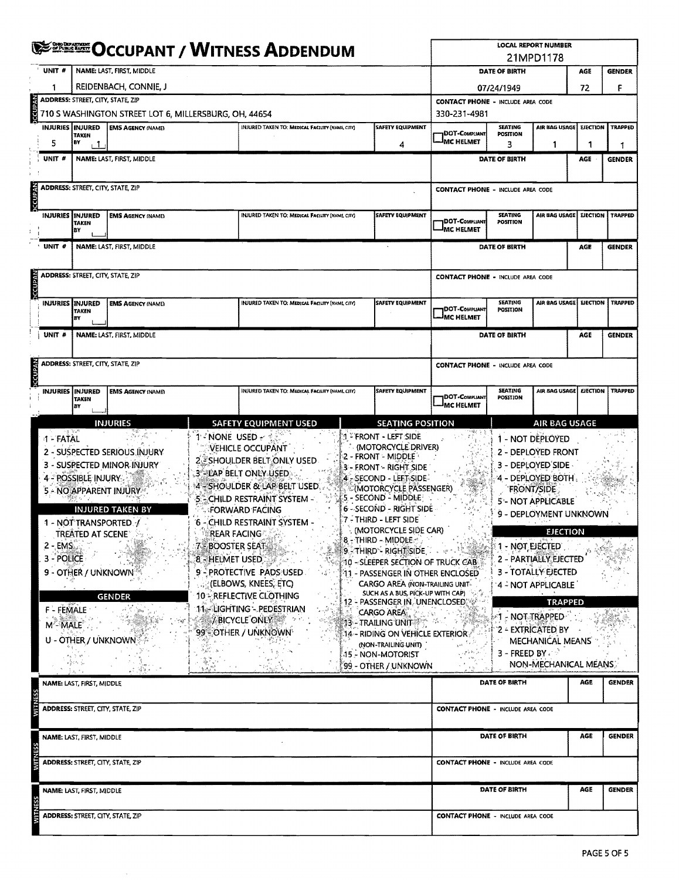# OCCUPANT / WITNESS ADDENDUM

**LOCAL REPORT NUMBER:** 21MPD1178

## OCCUPANT

| UNIT # | NAME: LAST, FIRST, MIDDLE | DATE OF BIRTH | AGE | GENDER |
|---|---|---|---|---|
| 1 | REIDENBACH, CONNIE, J | 07/24/1949 | 72 | F |

| ADDRESS: STREET, CITY, STATE, ZIP | CONTACT PHONE - INCLUDE AREA CODE |
|---|---|
| 710 S WASHINGTON STREET LOT 6, MILLERSBURG, OH, 44654 | 330-231-4981 |

| INJURIES | INJURED TAKEN BY | EMS AGENCY (NAME) | INJURED TAKEN TO: MEDICAL FACILITY (NAME, CITY) | SAFETY EQUIPMENT | DOT-COMPLIANT MC HELMET | SEATING POSITION | AIR BAG USAGE | EJECTION | TRAPPED |
|---|---|---|---|---|---|---|---|---|---|
| 5 | 1 | | | 4 | | 3 | 1 | 1 | 1 |

## OCCUPANT

| UNIT # | NAME: LAST, FIRST, MIDDLE | DATE OF BIRTH | AGE | GENDER |
|---|---|---|---|---|
| | | | | |

| ADDRESS: STREET, CITY, STATE, ZIP | CONTACT PHONE - INCLUDE AREA CODE |
|---|---|
| | |

| INJURIES | INJURED TAKEN BY | EMS AGENCY (NAME) | INJURED TAKEN TO: MEDICAL FACILITY (NAME, CITY) | SAFETY EQUIPMENT | DOT-COMPLIANT MC HELMET | SEATING POSITION | AIR BAG USAGE | EJECTION | TRAPPED |
|---|---|---|---|---|---|---|---|---|---|
| | | | | | | | | | |

## OCCUPANT

| UNIT # | NAME: LAST, FIRST, MIDDLE | DATE OF BIRTH | AGE | GENDER |
|---|---|---|---|---|
| | | | | |

| ADDRESS: STREET, CITY, STATE, ZIP | CONTACT PHONE - INCLUDE AREA CODE |
|---|---|
| | |

| INJURIES | INJURED TAKEN BY | EMS AGENCY (NAME) | INJURED TAKEN TO: MEDICAL FACILITY (NAME, CITY) | SAFETY EQUIPMENT | DOT-COMPLIANT MC HELMET | SEATING POSITION | AIR BAG USAGE | EJECTION | TRAPPED |
|---|---|---|---|---|---|---|---|---|---|
| | | | | | | | | | |

## OCCUPANT

| UNIT # | NAME: LAST, FIRST, MIDDLE | DATE OF BIRTH | AGE | GENDER |
|---|---|---|---|---|
| | | | | |

| ADDRESS: STREET, CITY, STATE, ZIP | CONTACT PHONE - INCLUDE AREA CODE |
|---|---|
| | |

| INJURIES | INJURED TAKEN BY | EMS AGENCY (NAME) | INJURED TAKEN TO: MEDICAL FACILITY (NAME, CITY) | SAFETY EQUIPMENT | DOT-COMPLIANT MC HELMET | SEATING POSITION | AIR BAG USAGE | EJECTION | TRAPPED |
|---|---|---|---|---|---|---|---|---|---|
| | | | | | | | | | |

## Codes

**INJURIES**
- 1 - FATAL
- 2 - SUSPECTED SERIOUS INJURY
- 3 - SUSPECTED MINOR INJURY
- 4 - POSSIBLE INJURY
- 5 - NO APPARENT INJURY

**INJURED TAKEN BY**
- 1 - NOT TRANSPORTED / TREATED AT SCENE
- 2 - EMS
- 3 - POLICE
- 9 - OTHER / UNKNOWN

**GENDER**
- F - FEMALE
- M - MALE
- U - OTHER / UNKNOWN

**SAFETY EQUIPMENT USED**
- 1 - NONE USED - VEHICLE OCCUPANT
- 2 - SHOULDER BELT ONLY USED
- 3 - LAP BELT ONLY USED
- 4 - SHOULDER & LAP BELT USED
- 5 - CHILD RESTRAINT SYSTEM - FORWARD FACING
- 6 - CHILD RESTRAINT SYSTEM - REAR FACING
- 7 - BOOSTER SEAT
- 8 - HELMET USED
- 9 - PROTECTIVE PADS USED (ELBOWS, KNEES, ETC)
- 10 - REFLECTIVE CLOTHING
- 11 - LIGHTING - PEDESTRIAN / BICYCLE ONLY
- 99 - OTHER / UNKNOWN

**SEATING POSITION**
- 1 - FRONT - LEFT SIDE (MOTORCYCLE DRIVER)
- 2 - FRONT - MIDDLE
- 3 - FRONT - RIGHT SIDE
- 4 - SECOND - LEFT SIDE (MOTORCYCLE PASSENGER)
- 5 - SECOND - MIDDLE
- 6 - SECOND - RIGHT SIDE
- 7 - THIRD - LEFT SIDE (MOTORCYCLE SIDE CAR)
- 8 - THIRD - MIDDLE
- 9 - THIRD - RIGHT SIDE
- 10 - SLEEPER SECTION OF TRUCK CAB
- 11 - PASSENGER IN OTHER ENCLOSED CARGO AREA (NON-TRAILING UNIT SUCH AS A BUS, PICK-UP WITH CAP)
- 12 - PASSENGER IN UNENCLOSED CARGO AREA
- 13 - TRAILING UNIT
- 14 - RIDING ON VEHICLE EXTERIOR (NON-TRAILING UNIT)
- 15 - NON-MOTORIST
- 99 - OTHER / UNKNOWN

**AIR BAG USAGE**
- 1 - NOT DEPLOYED
- 2 - DEPLOYED FRONT
- 3 - DEPLOYED SIDE
- 4 - DEPLOYED BOTH FRONT/SIDE
- 5 - NOT APPLICABLE
- 9 - DEPLOYMENT UNKNOWN

**EJECTION**
- 1 - NOT EJECTED
- 2 - PARTIALLY EJECTED
- 3 - TOTALLY EJECTED
- 4 - NOT APPLICABLE

**TRAPPED**
- 1 - NOT TRAPPED
- 2 - EXTRICATED BY MECHANICAL MEANS
- 3 - FREED BY NON-MECHANICAL MEANS

## WITNESS

| NAME: LAST, FIRST, MIDDLE | DATE OF BIRTH | AGE | GENDER |
|---|---|---|---|
| | | | |

| ADDRESS: STREET, CITY, STATE, ZIP | CONTACT PHONE - INCLUDE AREA CODE |
|---|---|
| | |

## WITNESS

| NAME: LAST, FIRST, MIDDLE | DATE OF BIRTH | AGE | GENDER |
|---|---|---|---|
| | | | |

| ADDRESS: STREET, CITY, STATE, ZIP | CONTACT PHONE - INCLUDE AREA CODE |
|---|---|
| | |

## WITNESS

| NAME: LAST, FIRST, MIDDLE | DATE OF BIRTH | AGE | GENDER |
|---|---|---|---|
| | | | |

| ADDRESS: STREET, CITY, STATE, ZIP | CONTACT PHONE - INCLUDE AREA CODE |
|---|---|
| | |